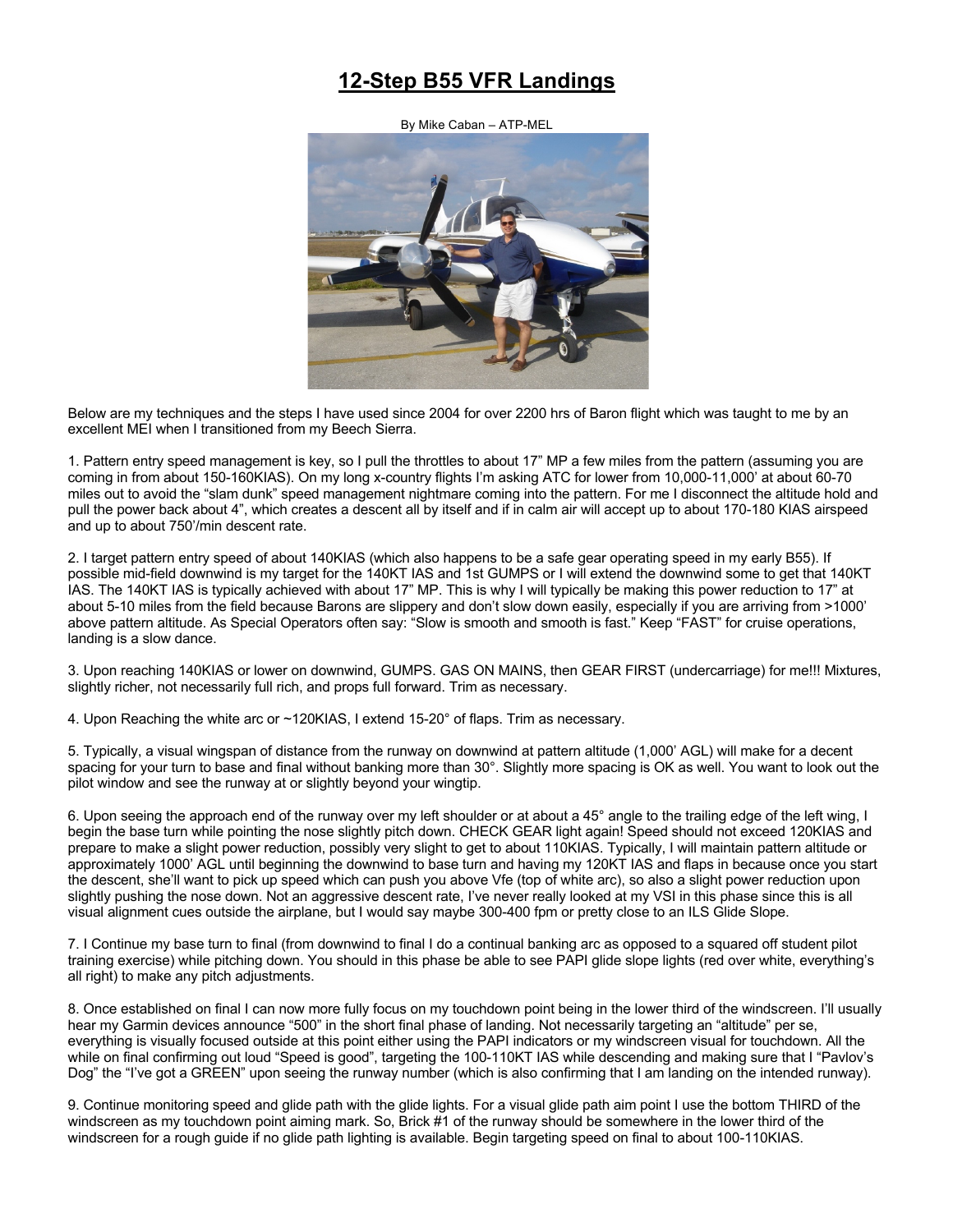# 12-Step B55 VFR Landings

By Mike Caban – ATP-MEL

Below are my techniques and the steps I have used since 2004 for over 2200 hrs of Baron flight which was taught to me by an excellent MEI when I transitioned from my Beech Sierra.

1. Pattern entry speed management is key, so I pull the throttles to about 17" MP a few miles from the pattern (assuming you are coming in from about 150-160KIAS). On my long x-country flights I'm asking ATC for lower from 10,000-11,000' at about 60-70 miles out to avoid the "slam dunk" speed management nightmare coming into the pattern. For me I disconnect the altitude hold and pull the power back about 4", which creates a descent all by itself and if in calm air will accept up to about 170-180 KIAS airspeed and up to about 750'/min descent rate.

2. I target pattern entry speed of about 140KIAS (which also happens to be a safe gear operating speed in my early B55). If possible mid-field downwind is my target for the 140KT IAS and 1st GUMPS or I will extend the downwind some to get that 140KT IAS. The 140KT IAS is typically achieved with about 17" MP. This is why I will typically be making this power reduction to 17" at about 5-10 miles from the field because Barons are slippery and don't slow down easily, especially if you are arriving from >1000' above pattern altitude. As Special Operators often say: "Slow is smooth and smooth is fast." Keep "FAST" for cruise operations, landing is a slow dance.

3. Upon reaching 140KIAS or lower on downwind, GUMPS. GAS ON MAINS, then GEAR FIRST (undercarriage) for me!!! Mixtures, slightly richer, not necessarily full rich, and props full forward. Trim as necessary.

4. Upon Reaching the white arc or ~120KIAS, I extend 15-20° of flaps. Trim as necessary.

5. Typically, a visual wingspan of distance from the runway on downwind at pattern altitude (1,000' AGL) will make for a decent spacing for your turn to base and final without banking more than 30°. Slightly more spacing is OK as well. You want to look out the pilot window and see the runway at or slightly beyond your wingtip.

6. Upon seeing the approach end of the runway over my left shoulder or at about a 45° angle to the trailing edge of the left wing, I begin the base turn while pointing the nose slightly pitch down. CHECK GEAR light again! Speed should not exceed 120KIAS and prepare to make a slight power reduction, possibly very slight to get to about 110KIAS. Typically, I will maintain pattern altitude or approximately 1000' AGL until beginning the downwind to base turn and having my 120KT IAS and flaps in because once you start the descent, she'll want to pick up speed which can push you above Vfe (top of white arc), so also a slight power reduction upon slightly pushing the nose down. Not an aggressive descent rate, I've never really looked at my VSI in this phase since this is all visual alignment cues outside the airplane, but I would say maybe 300-400 fpm or pretty close to an ILS Glide Slope.

7. I Continue my base turn to final (from downwind to final I do a continual banking arc as opposed to a squared off student pilot training exercise) while pitching down. You should in this phase be able to see PAPI glide slope lights (red over white, everything's all right) to make any pitch adjustments.

8. Once established on final I can now more fully focus on my touchdown point being in the lower third of the windscreen. I'll usually hear my Garmin devices announce "500" in the short final phase of landing. Not necessarily targeting an "altitude" per se, everything is visually focused outside at this point either using the PAPI indicators or my windscreen visual for touchdown. All the while on final confirming out loud "Speed is good", targeting the 100-110KT IAS while descending and making sure that I "Pavlov's Dog" the "I've got a GREEN" upon seeing the runway number (which is also confirming that I am landing on the intended runway).

9. Continue monitoring speed and glide path with the glide lights. For a visual glide path aim point I use the bottom THIRD of the windscreen as my touchdown point aiming mark. So, Brick #1 of the runway should be somewhere in the lower third of the windscreen for a rough guide if no glide path lighting is available. Begin targeting speed on final to about 100-110KIAS.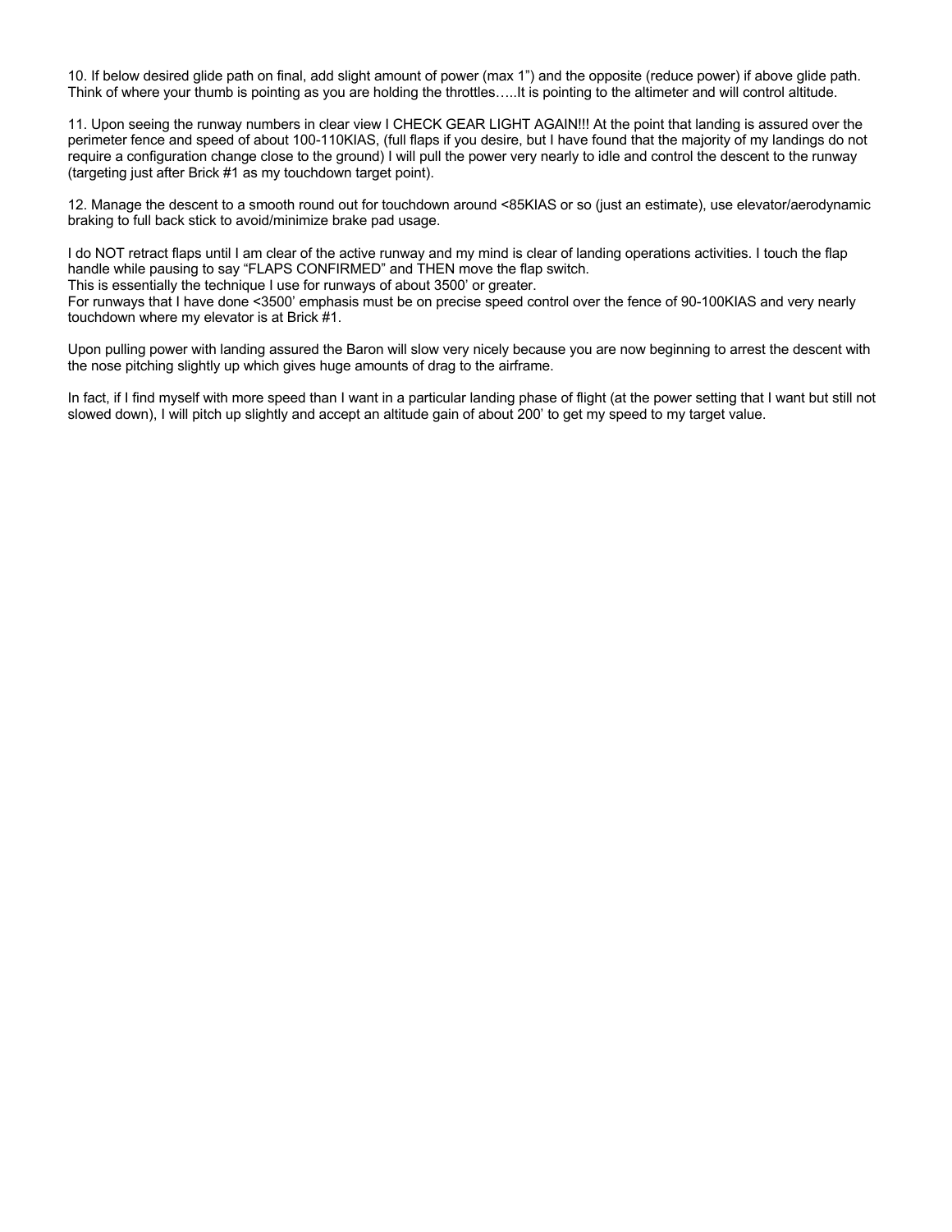10. If below desired glide path on final, add slight amount of power (max 1") and the opposite (reduce power) if above glide path. Think of where your thumb is pointing as you are holding the throttles…..It is pointing to the altimeter and will control altitude.

11. Upon seeing the runway numbers in clear view I CHECK GEAR LIGHT AGAIN!!! At the point that landing is assured over the perimeter fence and speed of about 100-110KIAS, (full flaps if you desire, but I have found that the majority of my landings do not require a configuration change close to the ground) I will pull the power very nearly to idle and control the descent to the runway (targeting just after Brick #1 as my touchdown target point).

12. Manage the descent to a smooth round out for touchdown around <85KIAS or so (just an estimate), use elevator/aerodynamic braking to full back stick to avoid/minimize brake pad usage.

I do NOT retract flaps until I am clear of the active runway and my mind is clear of landing operations activities. I touch the flap handle while pausing to say "FLAPS CONFIRMED" and THEN move the flap switch.
This is essentially the technique I use for runways of about 3500' or greater.
For runways that I have done <3500' emphasis must be on precise speed control over the fence of 90-100KIAS and very nearly touchdown where my elevator is at Brick #1.

Upon pulling power with landing assured the Baron will slow very nicely because you are now beginning to arrest the descent with the nose pitching slightly up which gives huge amounts of drag to the airframe.

In fact, if I find myself with more speed than I want in a particular landing phase of flight (at the power setting that I want but still not slowed down), I will pitch up slightly and accept an altitude gain of about 200' to get my speed to my target value.